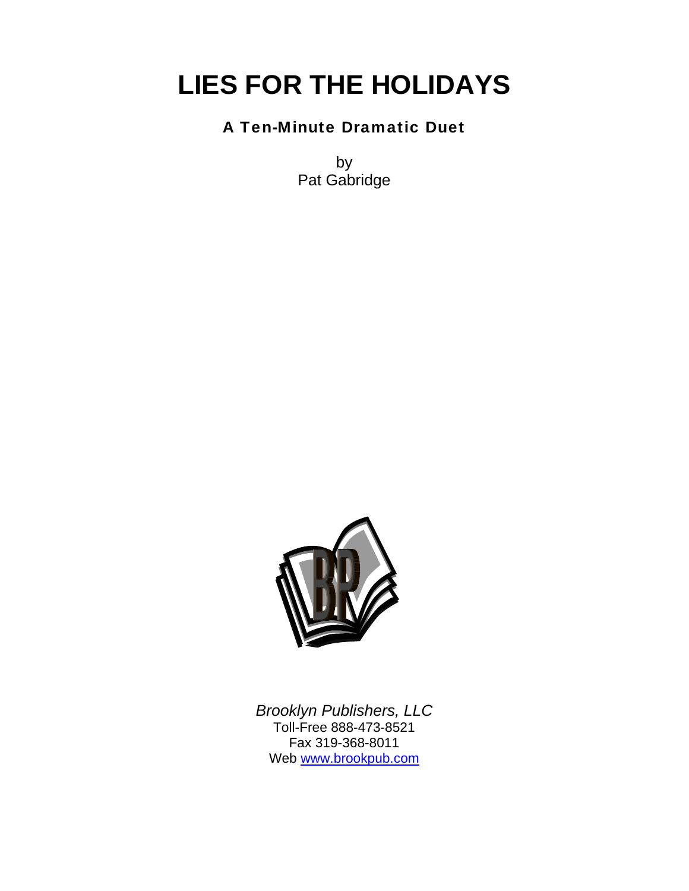# LIES FOR THE HOLIDAYS

### A Ten-Minute Dramatic Duet

by
Pat Gabridge

*Brooklyn Publishers, LLC*
Toll-Free 888-473-8521
Fax 319-368-8011
Web www.brookpub.com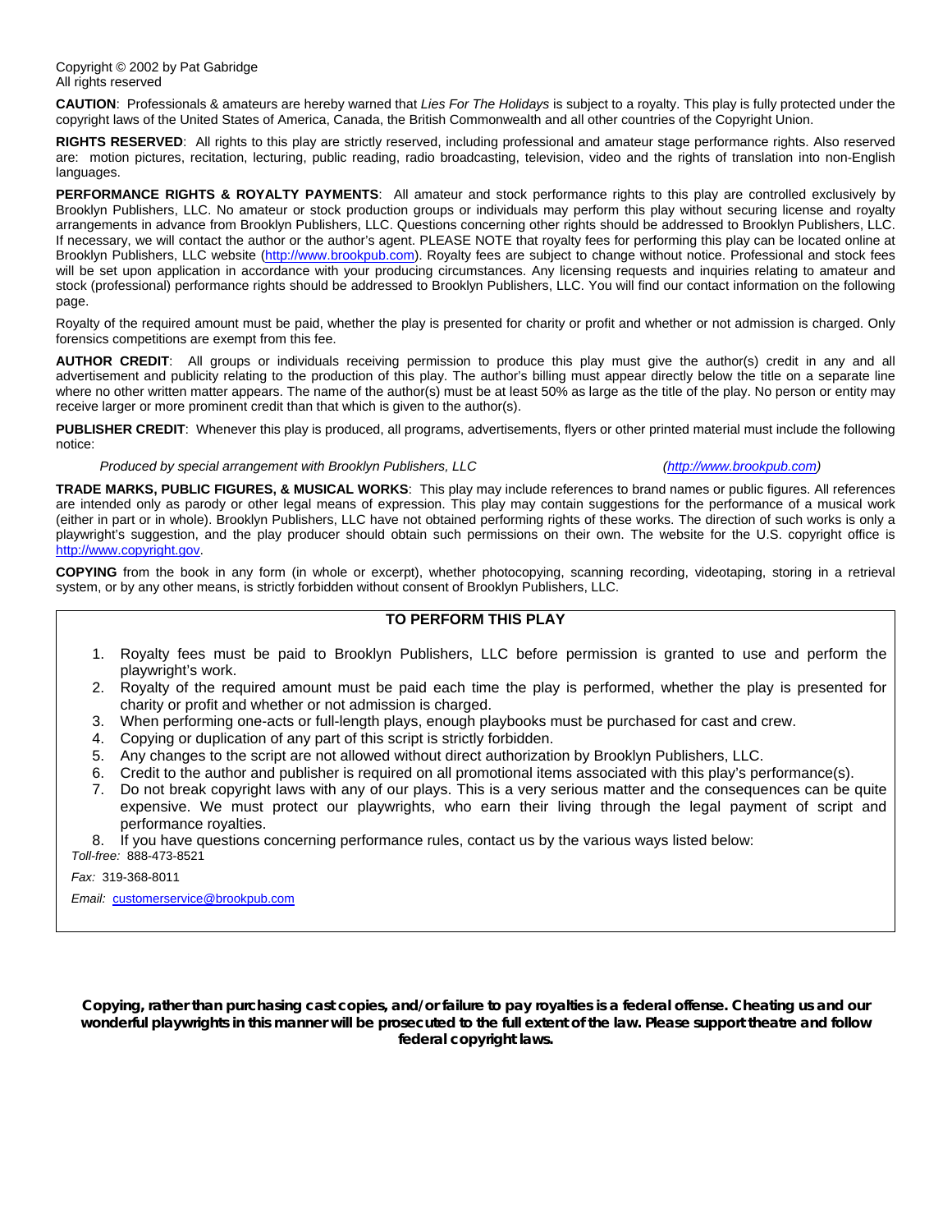Copyright © 2002 by Pat Gabridge
All rights reserved

**CAUTION**: Professionals & amateurs are hereby warned that *Lies For The Holidays* is subject to a royalty. This play is fully protected under the copyright laws of the United States of America, Canada, the British Commonwealth and all other countries of the Copyright Union.

**RIGHTS RESERVED**: All rights to this play are strictly reserved, including professional and amateur stage performance rights. Also reserved are: motion pictures, recitation, lecturing, public reading, radio broadcasting, television, video and the rights of translation into non-English languages.

**PERFORMANCE RIGHTS & ROYALTY PAYMENTS**: All amateur and stock performance rights to this play are controlled exclusively by Brooklyn Publishers, LLC. No amateur or stock production groups or individuals may perform this play without securing license and royalty arrangements in advance from Brooklyn Publishers, LLC. Questions concerning other rights should be addressed to Brooklyn Publishers, LLC. If necessary, we will contact the author or the author's agent. PLEASE NOTE that royalty fees for performing this play can be located online at Brooklyn Publishers, LLC website (http://www.brookpub.com). Royalty fees are subject to change without notice. Professional and stock fees will be set upon application in accordance with your producing circumstances. Any licensing requests and inquiries relating to amateur and stock (professional) performance rights should be addressed to Brooklyn Publishers, LLC. You will find our contact information on the following page.

Royalty of the required amount must be paid, whether the play is presented for charity or profit and whether or not admission is charged. Only forensics competitions are exempt from this fee.

**AUTHOR CREDIT**: All groups or individuals receiving permission to produce this play must give the author(s) credit in any and all advertisement and publicity relating to the production of this play. The author's billing must appear directly below the title on a separate line where no other written matter appears. The name of the author(s) must be at least 50% as large as the title of the play. No person or entity may receive larger or more prominent credit than that which is given to the author(s).

**PUBLISHER CREDIT**: Whenever this play is produced, all programs, advertisements, flyers or other printed material must include the following notice:

*Produced by special arrangement with Brooklyn Publishers, LLC (http://www.brookpub.com)*

**TRADE MARKS, PUBLIC FIGURES, & MUSICAL WORKS**: This play may include references to brand names or public figures. All references are intended only as parody or other legal means of expression. This play may contain suggestions for the performance of a musical work (either in part or in whole). Brooklyn Publishers, LLC have not obtained performing rights of these works. The direction of such works is only a playwright's suggestion, and the play producer should obtain such permissions on their own. The website for the U.S. copyright office is http://www.copyright.gov.

**COPYING** from the book in any form (in whole or excerpt), whether photocopying, scanning recording, videotaping, storing in a retrieval system, or by any other means, is strictly forbidden without consent of Brooklyn Publishers, LLC.

**TO PERFORM THIS PLAY**

1. Royalty fees must be paid to Brooklyn Publishers, LLC before permission is granted to use and perform the playwright's work.
2. Royalty of the required amount must be paid each time the play is performed, whether the play is presented for charity or profit and whether or not admission is charged.
3. When performing one-acts or full-length plays, enough playbooks must be purchased for cast and crew.
4. Copying or duplication of any part of this script is strictly forbidden.
5. Any changes to the script are not allowed without direct authorization by Brooklyn Publishers, LLC.
6. Credit to the author and publisher is required on all promotional items associated with this play's performance(s).
7. Do not break copyright laws with any of our plays. This is a very serious matter and the consequences can be quite expensive. We must protect our playwrights, who earn their living through the legal payment of script and performance royalties.
8. If you have questions concerning performance rules, contact us by the various ways listed below:

*Toll-free:* 888-473-8521

*Fax:* 319-368-8011

*Email:* customerservice@brookpub.com

**Copying, rather than purchasing cast copies, and/or failure to pay royalties is a federal offense. Cheating us and our wonderful playwrights in this manner will be prosecuted to the full extent of the law. Please support theatre and follow federal copyright laws.**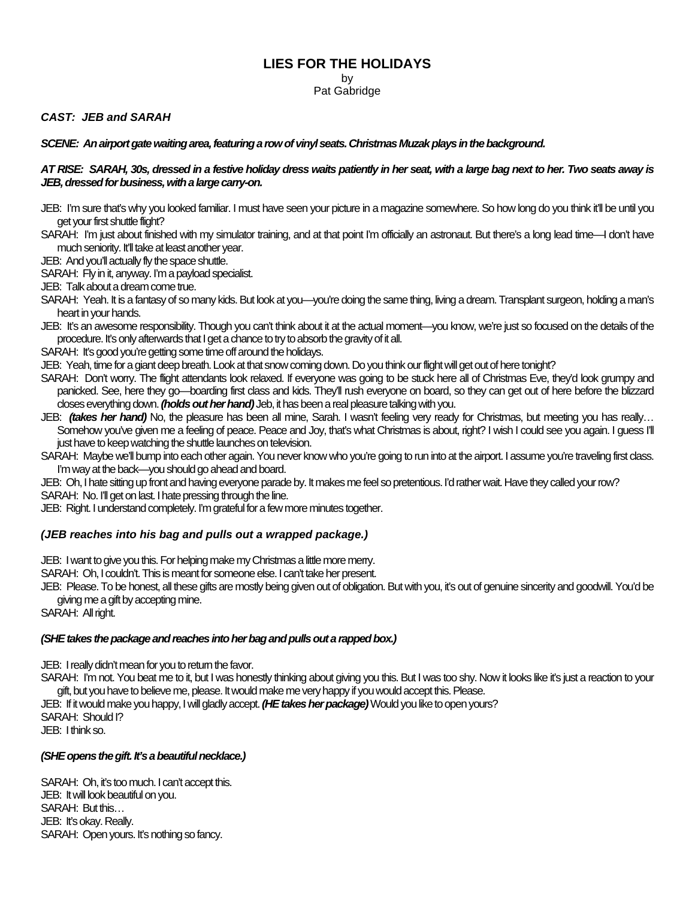**LIES FOR THE HOLIDAYS**

by

Pat Gabridge

***CAST: JEB and SARAH***

***SCENE: An airport gate waiting area, featuring a row of vinyl seats. Christmas Muzak plays in the background.***

***AT RISE: SARAH, 30s, dressed in a festive holiday dress waits patiently in her seat, with a large bag next to her. Two seats away is JEB, dressed for business, with a large carry-on.***

JEB: I'm sure that's why you looked familiar. I must have seen your picture in a magazine somewhere. So how long do you think it'll be until you get your first shuttle flight?

SARAH: I'm just about finished with my simulator training, and at that point I'm officially an astronaut. But there's a long lead time—I don't have much seniority. It'll take at least another year.

JEB: And you'll actually fly the space shuttle.

SARAH: Fly in it, anyway. I'm a payload specialist.

JEB: Talk about a dream come true.

SARAH: Yeah. It is a fantasy of so many kids. But look at you—you're doing the same thing, living a dream. Transplant surgeon, holding a man's heart in your hands.

JEB: It's an awesome responsibility. Though you can't think about it at the actual moment—you know, we're just so focused on the details of the procedure. It's only afterwards that I get a chance to try to absorb the gravity of it all.

SARAH: It's good you're getting some time off around the holidays.

JEB: Yeah, time for a giant deep breath. Look at that snow coming down. Do you think our flight will get out of here tonight?

SARAH: Don't worry. The flight attendants look relaxed. If everyone was going to be stuck here all of Christmas Eve, they'd look grumpy and panicked. See, here they go—boarding first class and kids. They'll rush everyone on board, so they can get out of here before the blizzard closes everything down. ***(holds out her hand)*** Jeb, it has been a real pleasure talking with you.

JEB: ***(takes her hand)*** No, the pleasure has been all mine, Sarah. I wasn't feeling very ready for Christmas, but meeting you has really… Somehow you've given me a feeling of peace. Peace and Joy, that's what Christmas is about, right? I wish I could see you again. I guess I'll just have to keep watching the shuttle launches on television.

SARAH: Maybe we'll bump into each other again. You never know who you're going to run into at the airport. I assume you're traveling first class. I'm way at the back—you should go ahead and board.

JEB: Oh, I hate sitting up front and having everyone parade by. It makes me feel so pretentious. I'd rather wait. Have they called your row?

SARAH: No. I'll get on last. I hate pressing through the line.

JEB: Right. I understand completely. I'm grateful for a few more minutes together.

***(JEB reaches into his bag and pulls out a wrapped package.)***

JEB: I want to give you this. For helping make my Christmas a little more merry.

SARAH: Oh, I couldn't. This is meant for someone else. I can't take her present.

JEB: Please. To be honest, all these gifts are mostly being given out of obligation. But with you, it's out of genuine sincerity and goodwill. You'd be giving me a gift by accepting mine.

SARAH: All right.

***(SHE takes the package and reaches into her bag and pulls out a rapped box.)***

JEB: I really didn't mean for you to return the favor.

SARAH: I'm not. You beat me to it, but I was honestly thinking about giving you this. But I was too shy. Now it looks like it's just a reaction to your gift, but you have to believe me, please. It would make me very happy if you would accept this. Please.

JEB: If it would make you happy, I will gladly accept. ***(HE takes her package)*** Would you like to open yours?

SARAH: Should I?

JEB: I think so.

***(SHE opens the gift. It's a beautiful necklace.)***

SARAH: Oh, it's too much. I can't accept this.

JEB: It will look beautiful on you.

SARAH: But this…

JEB: It's okay. Really.

SARAH: Open yours. It's nothing so fancy.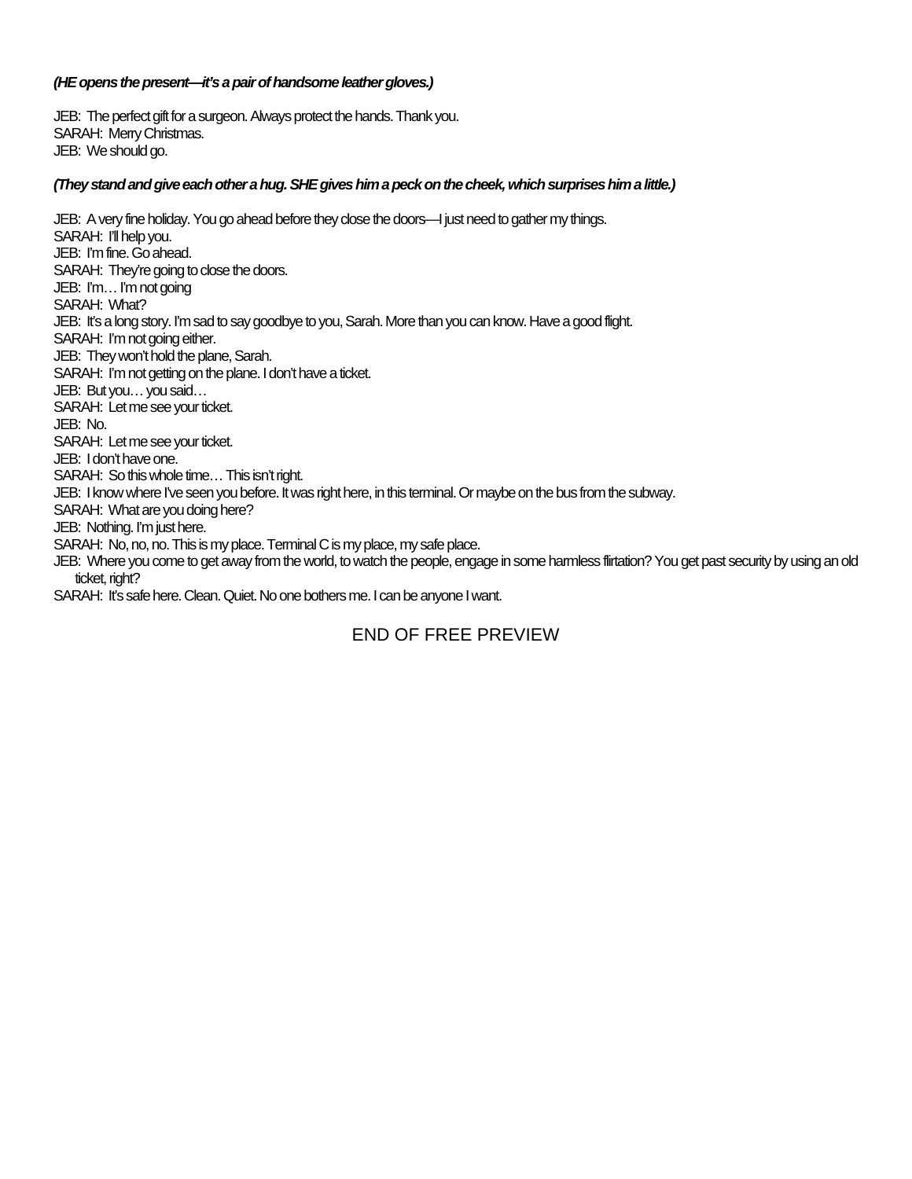***(HE opens the present—it's a pair of handsome leather gloves.)***

JEB: The perfect gift for a surgeon. Always protect the hands. Thank you.
SARAH: Merry Christmas.
JEB: We should go.

***(They stand and give each other a hug. SHE gives him a peck on the cheek, which surprises him a little.)***

JEB: A very fine holiday. You go ahead before they close the doors—I just need to gather my things.
SARAH: I'll help you.
JEB: I'm fine. Go ahead.
SARAH: They're going to close the doors.
JEB: I'm… I'm not going
SARAH: What?
JEB: It's a long story. I'm sad to say goodbye to you, Sarah. More than you can know. Have a good flight.
SARAH: I'm not going either.
JEB: They won't hold the plane, Sarah.
SARAH: I'm not getting on the plane. I don't have a ticket.
JEB: But you… you said…
SARAH: Let me see your ticket.
JEB: No.
SARAH: Let me see your ticket.
JEB: I don't have one.
SARAH: So this whole time… This isn't right.
JEB: I know where I've seen you before. It was right here, in this terminal. Or maybe on the bus from the subway.
SARAH: What are you doing here?
JEB: Nothing. I'm just here.
SARAH: No, no, no. This is my place. Terminal C is my place, my safe place.
JEB: Where you come to get away from the world, to watch the people, engage in some harmless flirtation? You get past security by using an old ticket, right?
SARAH: It's safe here. Clean. Quiet. No one bothers me. I can be anyone I want.

END OF FREE PREVIEW